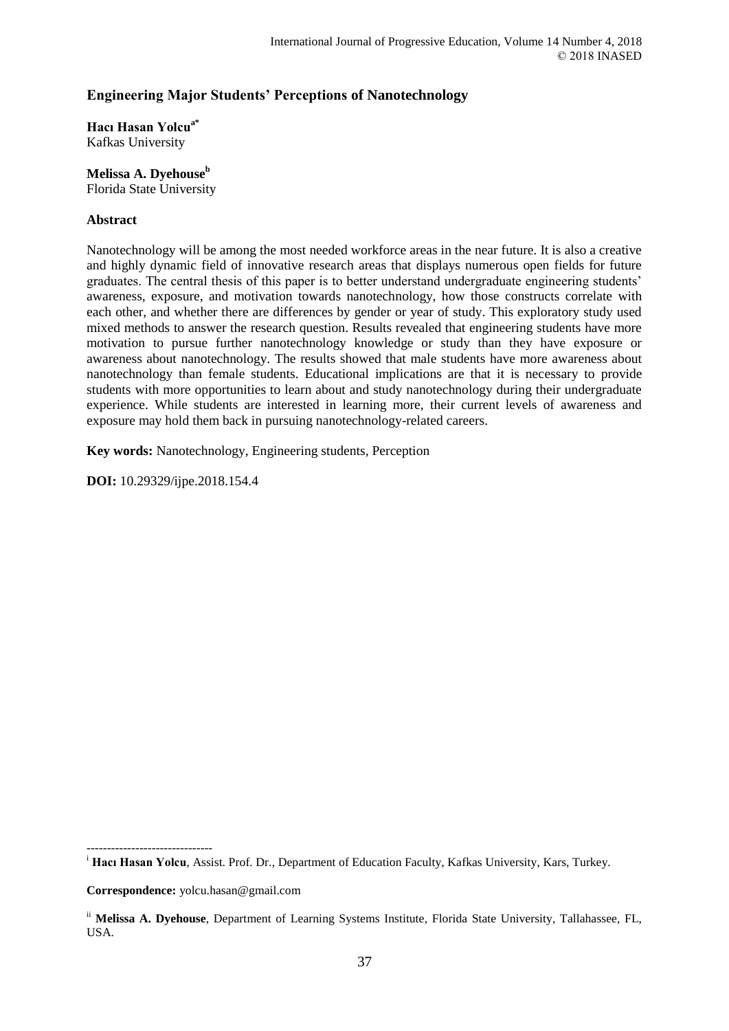# Engineering Major Students' Perceptions of Nanotechnology

**Hacı Hasan Yolcu**[a*]
Kafkas University

**Melissa A. Dyehouse**[b]
Florida State University

## Abstract

Nanotechnology will be among the most needed workforce areas in the near future. It is also a creative and highly dynamic field of innovative research areas that displays numerous open fields for future graduates. The central thesis of this paper is to better understand undergraduate engineering students' awareness, exposure, and motivation towards nanotechnology, how those constructs correlate with each other, and whether there are differences by gender or year of study. This exploratory study used mixed methods to answer the research question. Results revealed that engineering students have more motivation to pursue further nanotechnology knowledge or study than they have exposure or awareness about nanotechnology. The results showed that male students have more awareness about nanotechnology than female students. Educational implications are that it is necessary to provide students with more opportunities to learn about and study nanotechnology during their undergraduate experience. While students are interested in learning more, their current levels of awareness and exposure may hold them back in pursuing nanotechnology-related careers.

**Key words:** Nanotechnology, Engineering students, Perception

**DOI:** 10.29329/ijpe.2018.154.4

-------------------------------

[i] **Hacı Hasan Yolcu**, Assist. Prof. Dr., Department of Education Faculty, Kafkas University, Kars, Turkey.

**Correspondence:** yolcu.hasan@gmail.com

[ii] **Melissa A. Dyehouse**, Department of Learning Systems Institute, Florida State University, Tallahassee, FL, USA.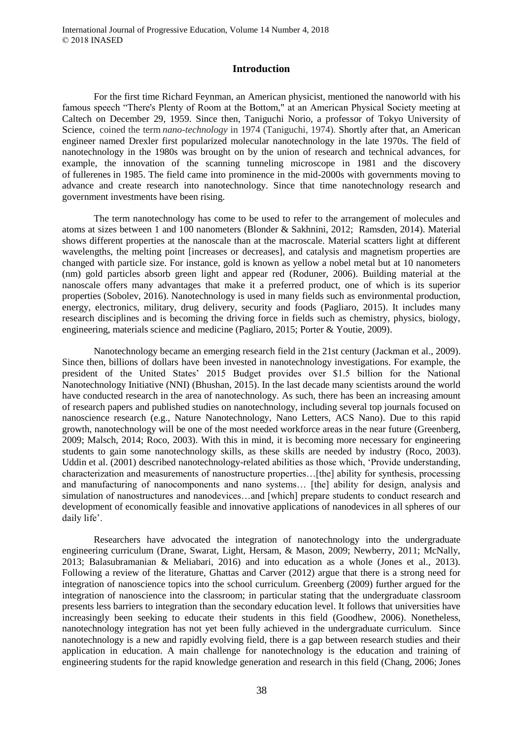## Introduction

For the first time Richard Feynman, an American physicist, mentioned the nanoworld with his famous speech "There's Plenty of Room at the Bottom," at an American Physical Society meeting at Caltech on December 29, 1959. Since then, Taniguchi Norio, a professor of Tokyo University of Science, coined the term *nano-technology* in 1974 (Taniguchi, 1974). Shortly after that, an American engineer named Drexler first popularized molecular nanotechnology in the late 1970s. The field of nanotechnology in the 1980s was brought on by the union of research and technical advances, for example, the innovation of the scanning tunneling microscope in 1981 and the discovery of fullerenes in 1985. The field came into prominence in the mid-2000s with governments moving to advance and create research into nanotechnology. Since that time nanotechnology research and government investments have been rising.

The term nanotechnology has come to be used to refer to the arrangement of molecules and atoms at sizes between 1 and 100 nanometers (Blonder & Sakhnini, 2012; Ramsden, 2014). Material shows different properties at the nanoscale than at the macroscale. Material scatters light at different wavelengths, the melting point [increases or decreases], and catalysis and magnetism properties are changed with particle size. For instance, gold is known as yellow a nobel metal but at 10 nanometers (nm) gold particles absorb green light and appear red (Roduner, 2006). Building material at the nanoscale offers many advantages that make it a preferred product, one of which is its superior properties (Sobolev, 2016). Nanotechnology is used in many fields such as environmental production, energy, electronics, military, drug delivery, security and foods (Pagliaro, 2015). It includes many research disciplines and is becoming the driving force in fields such as chemistry, physics, biology, engineering, materials science and medicine (Pagliaro, 2015; Porter & Youtie, 2009).

Nanotechnology became an emerging research field in the 21st century (Jackman et al., 2009). Since then, billions of dollars have been invested in nanotechnology investigations. For example, the president of the United States' 2015 Budget provides over $1.5 billion for the National Nanotechnology Initiative (NNI) (Bhushan, 2015). In the last decade many scientists around the world have conducted research in the area of nanotechnology. As such, there has been an increasing amount of research papers and published studies on nanotechnology, including several top journals focused on nanoscience research (e.g., Nature Nanotechnology, Nano Letters, ACS Nano). Due to this rapid growth, nanotechnology will be one of the most needed workforce areas in the near future (Greenberg, 2009; Malsch, 2014; Roco, 2003). With this in mind, it is becoming more necessary for engineering students to gain some nanotechnology skills, as these skills are needed by industry (Roco, 2003). Uddin et al. (2001) described nanotechnology-related abilities as those which, 'Provide understanding, characterization and measurements of nanostructure properties…[the] ability for synthesis, processing and manufacturing of nanocomponents and nano systems… [the] ability for design, analysis and simulation of nanostructures and nanodevices…and [which] prepare students to conduct research and development of economically feasible and innovative applications of nanodevices in all spheres of our daily life'.

Researchers have advocated the integration of nanotechnology into the undergraduate engineering curriculum (Drane, Swarat, Light, Hersam, & Mason, 2009; Newberry, 2011; McNally, 2013; Balasubramanian & Meliabari, 2016) and into education as a whole (Jones et al., 2013). Following a review of the literature, Ghattas and Carver (2012) argue that there is a strong need for integration of nanoscience topics into the school curriculum. Greenberg (2009) further argued for the integration of nanoscience into the classroom; in particular stating that the undergraduate classroom presents less barriers to integration than the secondary education level. It follows that universities have increasingly been seeking to educate their students in this field (Goodhew, 2006). Nonetheless, nanotechnology integration has not yet been fully achieved in the undergraduate curriculum. Since nanotechnology is a new and rapidly evolving field, there is a gap between research studies and their application in education. A main challenge for nanotechnology is the education and training of engineering students for the rapid knowledge generation and research in this field (Chang, 2006; Jones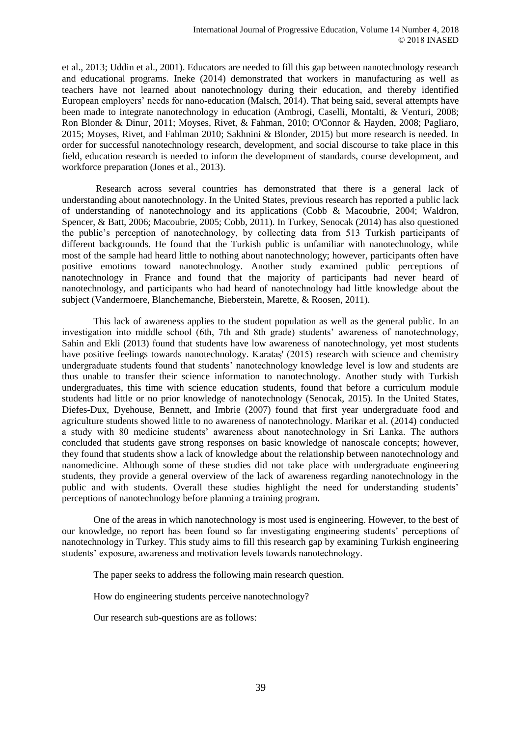et al., 2013; Uddin et al., 2001). Educators are needed to fill this gap between nanotechnology research and educational programs. Ineke (2014) demonstrated that workers in manufacturing as well as teachers have not learned about nanotechnology during their education, and thereby identified European employers' needs for nano-education (Malsch, 2014). That being said, several attempts have been made to integrate nanotechnology in education (Ambrogi, Caselli, Montalti, & Venturi, 2008; Ron Blonder & Dinur, 2011; Moyses, Rivet, & Fahman, 2010; O'Connor & Hayden, 2008; Pagliaro, 2015; Moyses, Rivet, and Fahlman 2010; Sakhnini & Blonder, 2015) but more research is needed. In order for successful nanotechnology research, development, and social discourse to take place in this field, education research is needed to inform the development of standards, course development, and workforce preparation (Jones et al., 2013).

Research across several countries has demonstrated that there is a general lack of understanding about nanotechnology. In the United States, previous research has reported a public lack of understanding of nanotechnology and its applications (Cobb & Macoubrie, 2004; Waldron, Spencer, & Batt, 2006; Macoubrie, 2005; Cobb, 2011). In Turkey, Senocak (2014) has also questioned the public's perception of nanotechnology, by collecting data from 513 Turkish participants of different backgrounds. He found that the Turkish public is unfamiliar with nanotechnology, while most of the sample had heard little to nothing about nanotechnology; however, participants often have positive emotions toward nanotechnology. Another study examined public perceptions of nanotechnology in France and found that the majority of participants had never heard of nanotechnology, and participants who had heard of nanotechnology had little knowledge about the subject (Vandermoere, Blanchemanche, Bieberstein, Marette, & Roosen, 2011).

This lack of awareness applies to the student population as well as the general public. In an investigation into middle school (6th, 7th and 8th grade) students' awareness of nanotechnology, Sahin and Ekli (2013) found that students have low awareness of nanotechnology, yet most students have positive feelings towards nanotechnology. Karataş' (2015) research with science and chemistry undergraduate students found that students' nanotechnology knowledge level is low and students are thus unable to transfer their science information to nanotechnology. Another study with Turkish undergraduates, this time with science education students, found that before a curriculum module students had little or no prior knowledge of nanotechnology (Senocak, 2015). In the United States, Diefes-Dux, Dyehouse, Bennett, and Imbrie (2007) found that first year undergraduate food and agriculture students showed little to no awareness of nanotechnology. Marikar et al. (2014) conducted a study with 80 medicine students' awareness about nanotechnology in Sri Lanka. The authors concluded that students gave strong responses on basic knowledge of nanoscale concepts; however, they found that students show a lack of knowledge about the relationship between nanotechnology and nanomedicine. Although some of these studies did not take place with undergraduate engineering students, they provide a general overview of the lack of awareness regarding nanotechnology in the public and with students. Overall these studies highlight the need for understanding students' perceptions of nanotechnology before planning a training program.

One of the areas in which nanotechnology is most used is engineering. However, to the best of our knowledge, no report has been found so far investigating engineering students' perceptions of nanotechnology in Turkey. This study aims to fill this research gap by examining Turkish engineering students' exposure, awareness and motivation levels towards nanotechnology.

The paper seeks to address the following main research question.

How do engineering students perceive nanotechnology?

Our research sub-questions are as follows: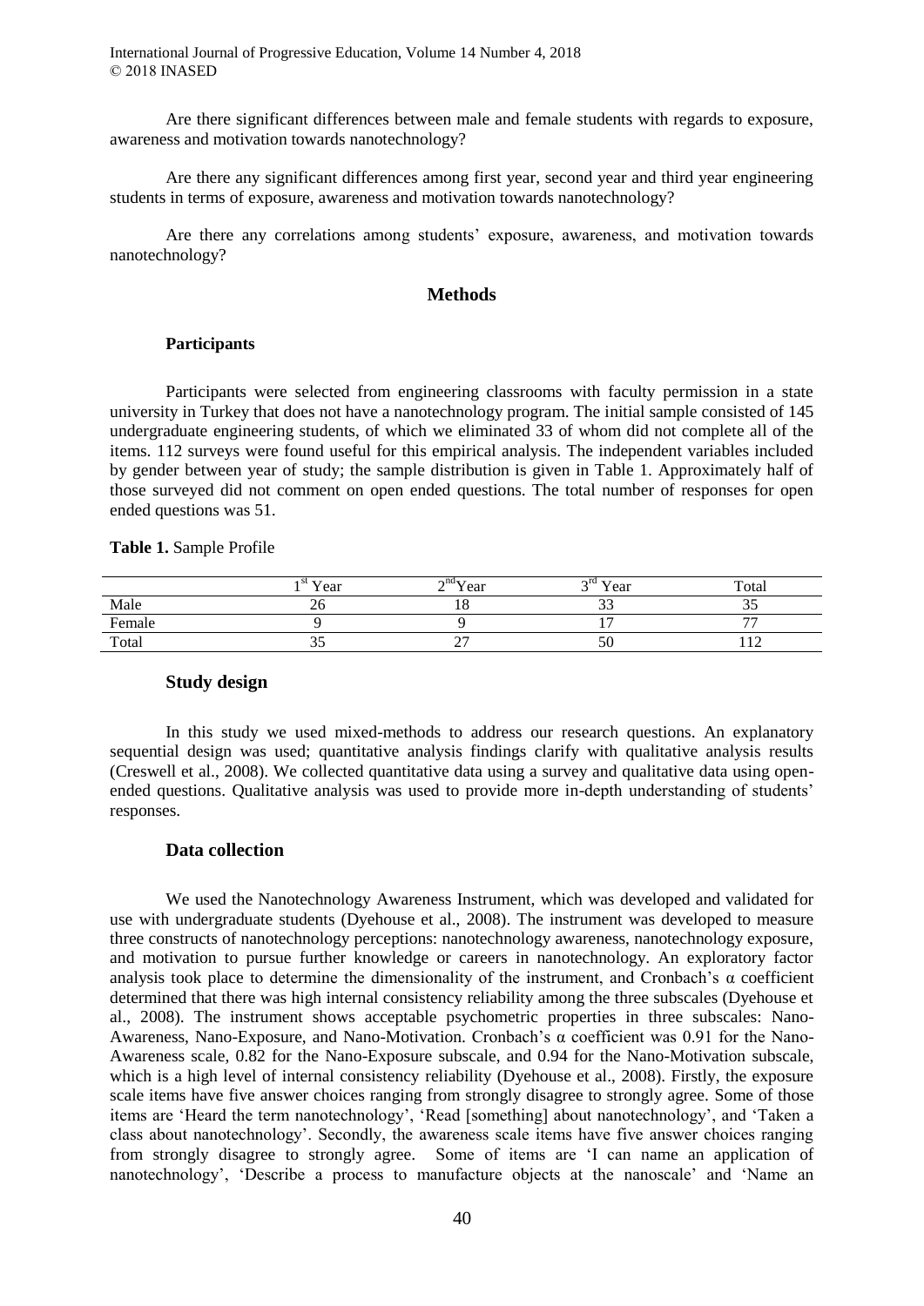Are there significant differences between male and female students with regards to exposure, awareness and motivation towards nanotechnology?

Are there any significant differences among first year, second year and third year engineering students in terms of exposure, awareness and motivation towards nanotechnology?

Are there any correlations among students' exposure, awareness, and motivation towards nanotechnology?

## Methods

### Participants

Participants were selected from engineering classrooms with faculty permission in a state university in Turkey that does not have a nanotechnology program. The initial sample consisted of 145 undergraduate engineering students, of which we eliminated 33 of whom did not complete all of the items. 112 surveys were found useful for this empirical analysis. The independent variables included by gender between year of study; the sample distribution is given in Table 1. Approximately half of those surveyed did not comment on open ended questions. The total number of responses for open ended questions was 51.

**Table 1.** Sample Profile

| | 1st Year | 2nd Year | 3rd Year | Total |
|---|---|---|---|---|
| Male | 26 | 18 | 33 | 35 |
| Female | 9 | 9 | 17 | 77 |
| Total | 35 | 27 | 50 | 112 |

### Study design

In this study we used mixed-methods to address our research questions. An explanatory sequential design was used; quantitative analysis findings clarify with qualitative analysis results (Creswell et al., 2008). We collected quantitative data using a survey and qualitative data using open-ended questions. Qualitative analysis was used to provide more in-depth understanding of students' responses.

### Data collection

We used the Nanotechnology Awareness Instrument, which was developed and validated for use with undergraduate students (Dyehouse et al., 2008). The instrument was developed to measure three constructs of nanotechnology perceptions: nanotechnology awareness, nanotechnology exposure, and motivation to pursue further knowledge or careers in nanotechnology. An exploratory factor analysis took place to determine the dimensionality of the instrument, and Cronbach's α coefficient determined that there was high internal consistency reliability among the three subscales (Dyehouse et al., 2008). The instrument shows acceptable psychometric properties in three subscales: Nano-Awareness, Nano-Exposure, and Nano-Motivation. Cronbach's α coefficient was 0.91 for the Nano-Awareness scale, 0.82 for the Nano-Exposure subscale, and 0.94 for the Nano-Motivation subscale, which is a high level of internal consistency reliability (Dyehouse et al., 2008). Firstly, the exposure scale items have five answer choices ranging from strongly disagree to strongly agree. Some of those items are 'Heard the term nanotechnology', 'Read [something] about nanotechnology', and 'Taken a class about nanotechnology'. Secondly, the awareness scale items have five answer choices ranging from strongly disagree to strongly agree. Some of items are 'I can name an application of nanotechnology', 'Describe a process to manufacture objects at the nanoscale' and 'Name an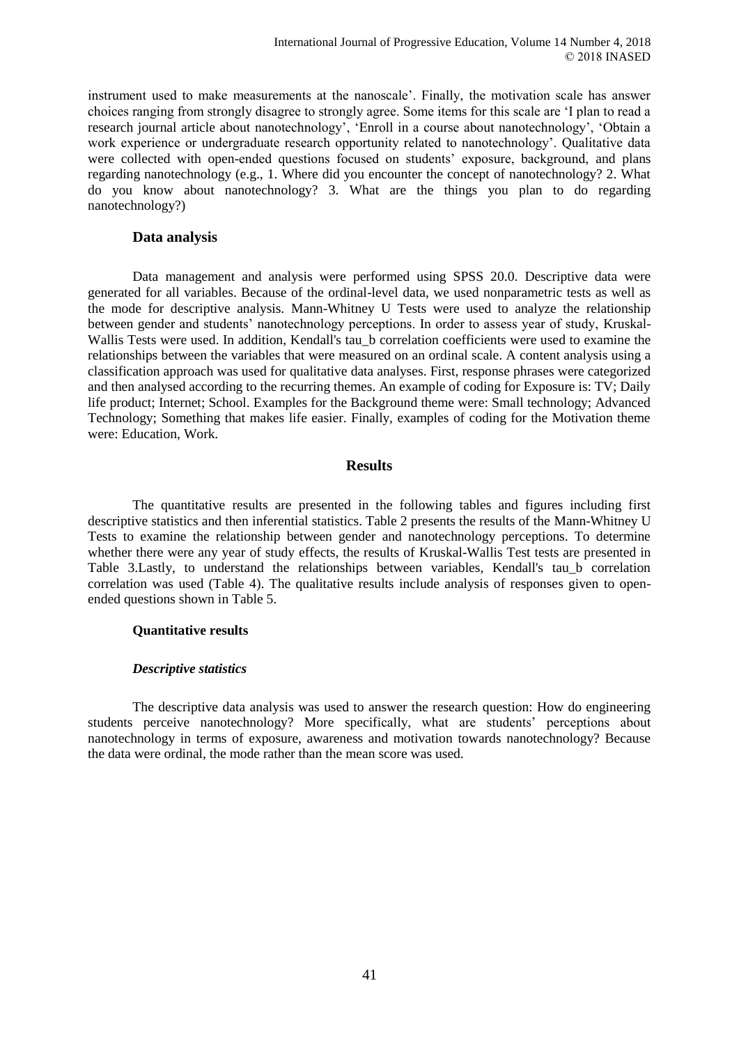instrument used to make measurements at the nanoscale'. Finally, the motivation scale has answer choices ranging from strongly disagree to strongly agree. Some items for this scale are 'I plan to read a research journal article about nanotechnology', 'Enroll in a course about nanotechnology', 'Obtain a work experience or undergraduate research opportunity related to nanotechnology'. Qualitative data were collected with open-ended questions focused on students' exposure, background, and plans regarding nanotechnology (e.g., 1. Where did you encounter the concept of nanotechnology? 2. What do you know about nanotechnology? 3. What are the things you plan to do regarding nanotechnology?)

## Data analysis

Data management and analysis were performed using SPSS 20.0. Descriptive data were generated for all variables. Because of the ordinal-level data, we used nonparametric tests as well as the mode for descriptive analysis. Mann-Whitney U Tests were used to analyze the relationship between gender and students' nanotechnology perceptions. In order to assess year of study, Kruskal-Wallis Tests were used. In addition, Kendall's tau_b correlation coefficients were used to examine the relationships between the variables that were measured on an ordinal scale. A content analysis using a classification approach was used for qualitative data analyses. First, response phrases were categorized and then analysed according to the recurring themes. An example of coding for Exposure is: TV; Daily life product; Internet; School. Examples for the Background theme were: Small technology; Advanced Technology; Something that makes life easier. Finally, examples of coding for the Motivation theme were: Education, Work.

# Results

The quantitative results are presented in the following tables and figures including first descriptive statistics and then inferential statistics. Table 2 presents the results of the Mann-Whitney U Tests to examine the relationship between gender and nanotechnology perceptions. To determine whether there were any year of study effects, the results of Kruskal-Wallis Test tests are presented in Table 3.Lastly, to understand the relationships between variables, Kendall's tau_b correlation correlation was used (Table 4). The qualitative results include analysis of responses given to open-ended questions shown in Table 5.

### Quantitative results

#### *Descriptive statistics*

The descriptive data analysis was used to answer the research question: How do engineering students perceive nanotechnology? More specifically, what are students' perceptions about nanotechnology in terms of exposure, awareness and motivation towards nanotechnology? Because the data were ordinal, the mode rather than the mean score was used.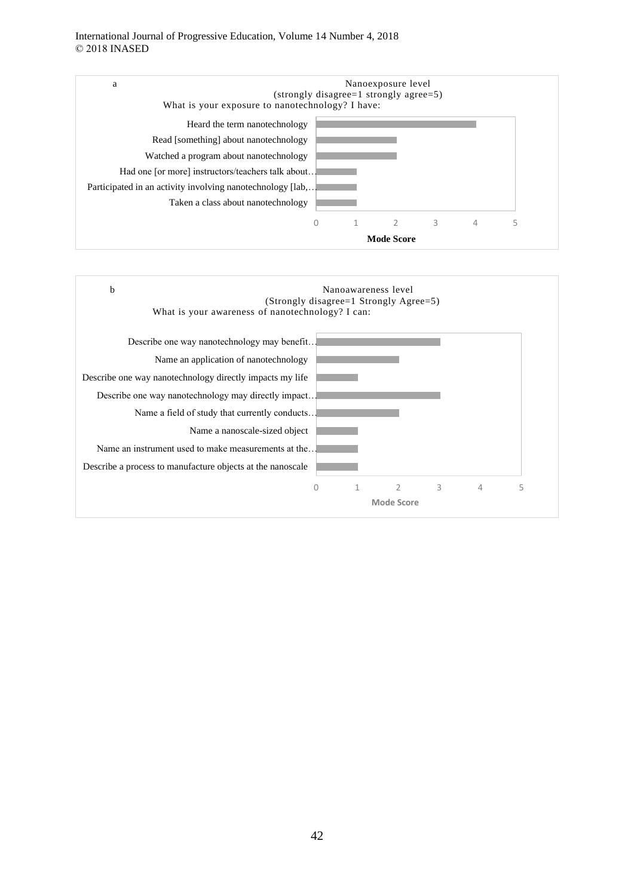a

Nanoexposure level
(strongly disagree=1 strongly agree=5)
What is your exposure to nanotechnology? I have:

Heard the term nanotechnology
Read [something] about nanotechnology
Watched a program about nanotechnology
Had one [or more] instructors/teachers talk about…
Participated in an activity involving nanotechnology [lab,…
Taken a class about nanotechnology

0 1 2 3 4 5

**Mode Score**

b

Nanoawareness level
(Strongly disagree=1 Strongly Agree=5)
What is your awareness of nanotechnology? I can:

Describe one way nanotechnology may benefit…
Name an application of nanotechnology
Describe one way nanotechnology directly impacts my life
Describe one way nanotechnology may directly impact…
Name a field of study that currently conducts…
Name a nanoscale-sized object
Name an instrument used to make measurements at the…
Describe a process to manufacture objects at the nanoscale

0 1 2 3 4 5

**Mode Score**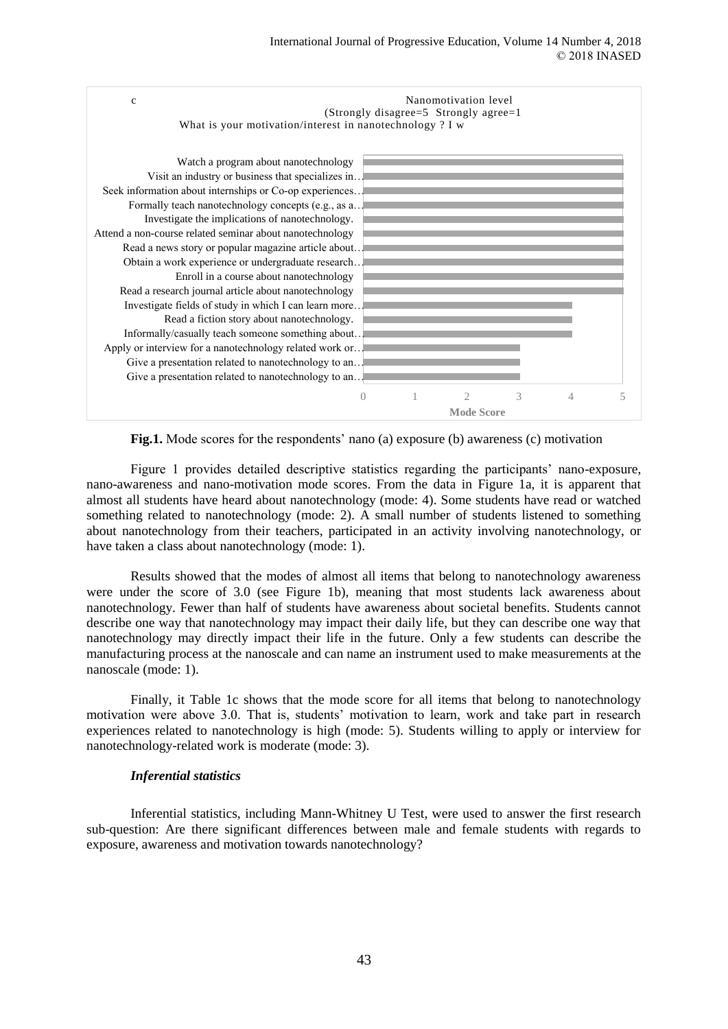c

Nanomotivation level
(Strongly disagree=5 Strongly agree=1
What is your motivation/interest in nanotechnology ? I w

Watch a program about nanotechnology
Visit an industry or business that specializes in…
Seek information about internships or Co-op experiences…
Formally teach nanotechnology concepts (e.g., as a…
Investigate the implications of nanotechnology.
Attend a non-course related seminar about nanotechnology
Read a news story or popular magazine article about…
Obtain a work experience or undergraduate research…
Enroll in a course about nanotechnology
Read a research journal article about nanotechnology
Investigate fields of study in which I can learn more…
Read a fiction story about nanotechnology.
Informally/casually teach someone something about…
Apply or interview for a nanotechnology related work or…
Give a presentation related to nanotechnology to an…
Give a presentation related to nanotechnology to an…

0 1 2 3 4 5
Mode Score

**Fig.1.** Mode scores for the respondents' nano (a) exposure (b) awareness (c) motivation

Figure 1 provides detailed descriptive statistics regarding the participants' nano-exposure, nano-awareness and nano-motivation mode scores. From the data in Figure 1a, it is apparent that almost all students have heard about nanotechnology (mode: 4). Some students have read or watched something related to nanotechnology (mode: 2). A small number of students listened to something about nanotechnology from their teachers, participated in an activity involving nanotechnology, or have taken a class about nanotechnology (mode: 1).

Results showed that the modes of almost all items that belong to nanotechnology awareness were under the score of 3.0 (see Figure 1b), meaning that most students lack awareness about nanotechnology. Fewer than half of students have awareness about societal benefits. Students cannot describe one way that nanotechnology may impact their daily life, but they can describe one way that nanotechnology may directly impact their life in the future. Only a few students can describe the manufacturing process at the nanoscale and can name an instrument used to make measurements at the nanoscale (mode: 1).

Finally, it Table 1c shows that the mode score for all items that belong to nanotechnology motivation were above 3.0. That is, students' motivation to learn, work and take part in research experiences related to nanotechnology is high (mode: 5). Students willing to apply or interview for nanotechnology-related work is moderate (mode: 3).

### *Inferential statistics*

Inferential statistics, including Mann-Whitney U Test, were used to answer the first research sub-question: Are there significant differences between male and female students with regards to exposure, awareness and motivation towards nanotechnology?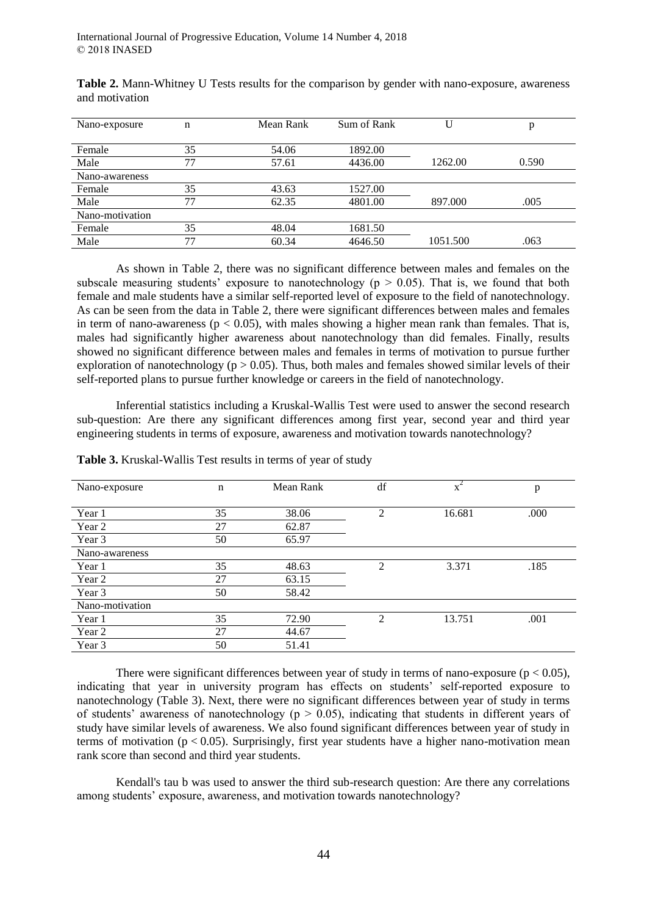**Table 2.** Mann-Whitney U Tests results for the comparison by gender with nano-exposure, awareness and motivation

| Nano-exposure | n | Mean Rank | Sum of Rank | U | p |
|---|---|---|---|---|---|
| Female | 35 | 54.06 | 1892.00 | | |
| Male | 77 | 57.61 | 4436.00 | 1262.00 | 0.590 |
| Nano-awareness | | | | | |
| Female | 35 | 43.63 | 1527.00 | | |
| Male | 77 | 62.35 | 4801.00 | 897.000 | .005 |
| Nano-motivation | | | | | |
| Female | 35 | 48.04 | 1681.50 | | |
| Male | 77 | 60.34 | 4646.50 | 1051.500 | .063 |

As shown in Table 2, there was no significant difference between males and females on the subscale measuring students' exposure to nanotechnology ($p > 0.05$). That is, we found that both female and male students have a similar self-reported level of exposure to the field of nanotechnology. As can be seen from the data in Table 2, there were significant differences between males and females in term of nano-awareness ($p < 0.05$), with males showing a higher mean rank than females. That is, males had significantly higher awareness about nanotechnology than did females. Finally, results showed no significant difference between males and females in terms of motivation to pursue further exploration of nanotechnology ($p > 0.05$). Thus, both males and females showed similar levels of their self-reported plans to pursue further knowledge or careers in the field of nanotechnology.

Inferential statistics including a Kruskal-Wallis Test were used to answer the second research sub-question: Are there any significant differences among first year, second year and third year engineering students in terms of exposure, awareness and motivation towards nanotechnology?

**Table 3.** Kruskal-Wallis Test results in terms of year of study

| Nano-exposure | n | Mean Rank | df | $x^2$ | p |
|---|---|---|---|---|---|
| Year 1 | 35 | 38.06 | 2 | 16.681 | .000 |
| Year 2 | 27 | 62.87 | | | |
| Year 3 | 50 | 65.97 | | | |
| Nano-awareness | | | | | |
| Year 1 | 35 | 48.63 | 2 | 3.371 | .185 |
| Year 2 | 27 | 63.15 | | | |
| Year 3 | 50 | 58.42 | | | |
| Nano-motivation | | | | | |
| Year 1 | 35 | 72.90 | 2 | 13.751 | .001 |
| Year 2 | 27 | 44.67 | | | |
| Year 3 | 50 | 51.41 | | | |

There were significant differences between year of study in terms of nano-exposure ($p < 0.05$), indicating that year in university program has effects on students' self-reported exposure to nanotechnology (Table 3). Next, there were no significant differences between year of study in terms of students' awareness of nanotechnology ($p > 0.05$), indicating that students in different years of study have similar levels of awareness. We also found significant differences between year of study in terms of motivation ($p < 0.05$). Surprisingly, first year students have a higher nano-motivation mean rank score than second and third year students.

Kendall's tau b was used to answer the third sub-research question: Are there any correlations among students' exposure, awareness, and motivation towards nanotechnology?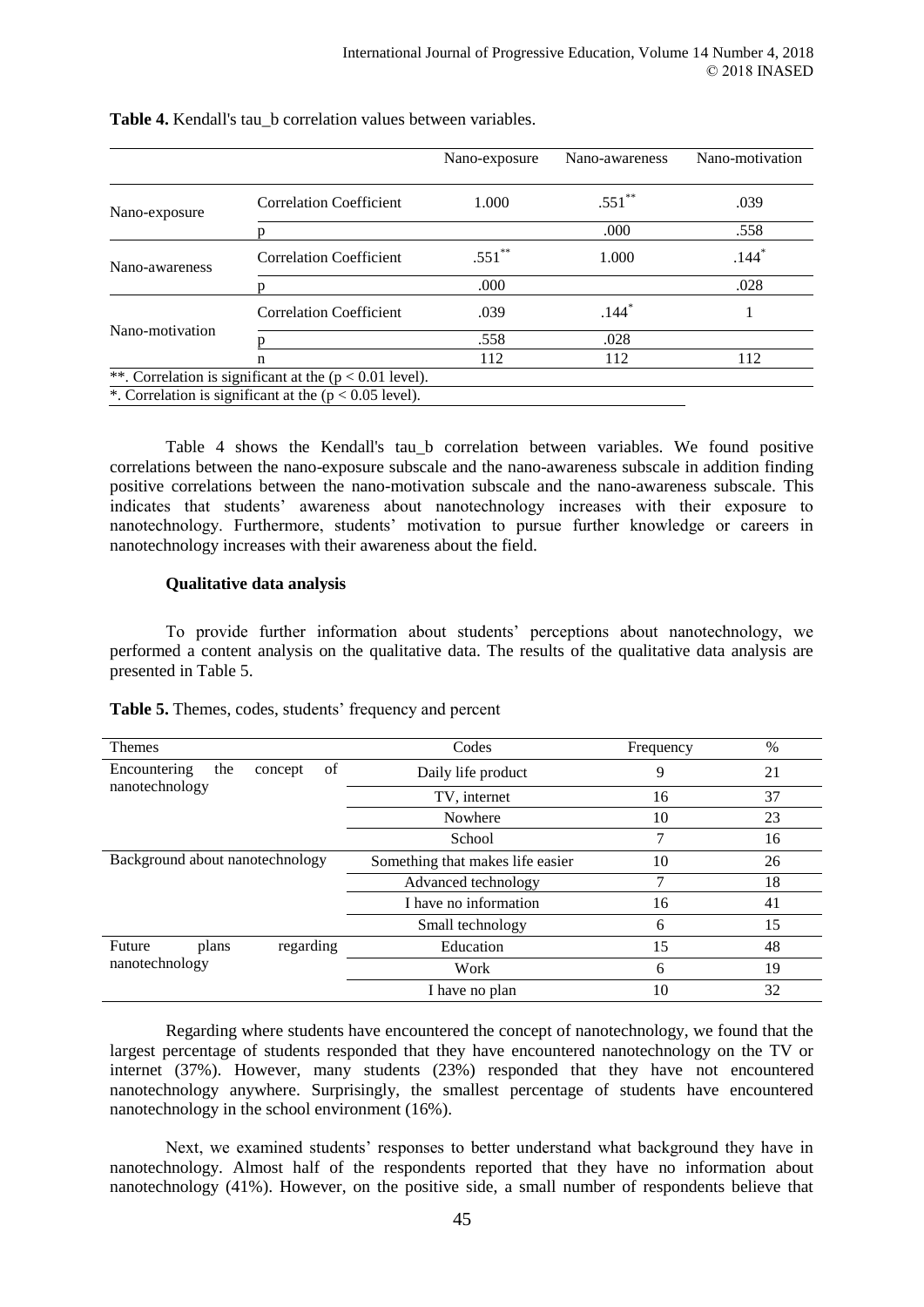**Table 4.** Kendall's tau_b correlation values between variables.

| | | Nano-exposure | Nano-awareness | Nano-motivation |
|---|---|---|---|---|
| Nano-exposure | Correlation Coefficient | 1.000 | .551** | .039 |
| | p | | .000 | .558 |
| Nano-awareness | Correlation Coefficient | .551** | 1.000 | .144* |
| | p | .000 | | .028 |
| Nano-motivation | Correlation Coefficient | .039 | .144* | 1 |
| | p | .558 | .028 | |
| | n | 112 | 112 | 112 |

**. Correlation is significant at the ($p < 0.01$ level).

*. Correlation is significant at the ($p < 0.05$ level).

Table 4 shows the Kendall's tau_b correlation between variables. We found positive correlations between the nano-exposure subscale and the nano-awareness subscale in addition finding positive correlations between the nano-motivation subscale and the nano-awareness subscale. This indicates that students' awareness about nanotechnology increases with their exposure to nanotechnology. Furthermore, students' motivation to pursue further knowledge or careers in nanotechnology increases with their awareness about the field.

### Qualitative data analysis

To provide further information about students' perceptions about nanotechnology, we performed a content analysis on the qualitative data. The results of the qualitative data analysis are presented in Table 5.

**Table 5.** Themes, codes, students' frequency and percent

| Themes | Codes | Frequency | % |
|---|---|---|---|
| Encountering the concept of nanotechnology | Daily life product | 9 | 21 |
| | TV, internet | 16 | 37 |
| | Nowhere | 10 | 23 |
| | School | 7 | 16 |
| Background about nanotechnology | Something that makes life easier | 10 | 26 |
| | Advanced technology | 7 | 18 |
| | I have no information | 16 | 41 |
| | Small technology | 6 | 15 |
| Future plans regarding nanotechnology | Education | 15 | 48 |
| | Work | 6 | 19 |
| | I have no plan | 10 | 32 |

Regarding where students have encountered the concept of nanotechnology, we found that the largest percentage of students responded that they have encountered nanotechnology on the TV or internet (37%). However, many students (23%) responded that they have not encountered nanotechnology anywhere. Surprisingly, the smallest percentage of students have encountered nanotechnology in the school environment (16%).

Next, we examined students' responses to better understand what background they have in nanotechnology. Almost half of the respondents reported that they have no information about nanotechnology (41%). However, on the positive side, a small number of respondents believe that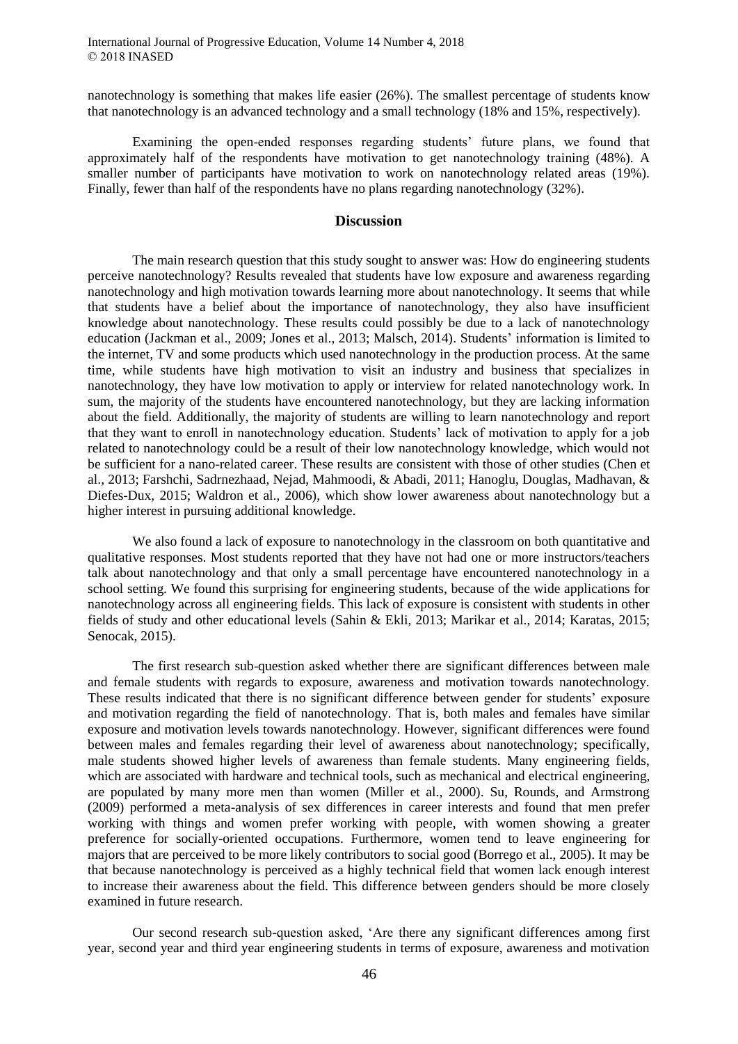nanotechnology is something that makes life easier (26%). The smallest percentage of students know that nanotechnology is an advanced technology and a small technology (18% and 15%, respectively).

Examining the open-ended responses regarding students' future plans, we found that approximately half of the respondents have motivation to get nanotechnology training (48%). A smaller number of participants have motivation to work on nanotechnology related areas (19%). Finally, fewer than half of the respondents have no plans regarding nanotechnology (32%).

## Discussion

The main research question that this study sought to answer was: How do engineering students perceive nanotechnology? Results revealed that students have low exposure and awareness regarding nanotechnology and high motivation towards learning more about nanotechnology. It seems that while that students have a belief about the importance of nanotechnology, they also have insufficient knowledge about nanotechnology. These results could possibly be due to a lack of nanotechnology education (Jackman et al., 2009; Jones et al., 2013; Malsch, 2014). Students' information is limited to the internet, TV and some products which used nanotechnology in the production process. At the same time, while students have high motivation to visit an industry and business that specializes in nanotechnology, they have low motivation to apply or interview for related nanotechnology work. In sum, the majority of the students have encountered nanotechnology, but they are lacking information about the field. Additionally, the majority of students are willing to learn nanotechnology and report that they want to enroll in nanotechnology education. Students' lack of motivation to apply for a job related to nanotechnology could be a result of their low nanotechnology knowledge, which would not be sufficient for a nano-related career. These results are consistent with those of other studies (Chen et al., 2013; Farshchi, Sadrnezhaad, Nejad, Mahmoodi, & Abadi, 2011; Hanoglu, Douglas, Madhavan, & Diefes-Dux, 2015; Waldron et al., 2006), which show lower awareness about nanotechnology but a higher interest in pursuing additional knowledge.

We also found a lack of exposure to nanotechnology in the classroom on both quantitative and qualitative responses. Most students reported that they have not had one or more instructors/teachers talk about nanotechnology and that only a small percentage have encountered nanotechnology in a school setting. We found this surprising for engineering students, because of the wide applications for nanotechnology across all engineering fields. This lack of exposure is consistent with students in other fields of study and other educational levels (Sahin & Ekli, 2013; Marikar et al., 2014; Karatas, 2015; Senocak, 2015).

The first research sub-question asked whether there are significant differences between male and female students with regards to exposure, awareness and motivation towards nanotechnology. These results indicated that there is no significant difference between gender for students' exposure and motivation regarding the field of nanotechnology. That is, both males and females have similar exposure and motivation levels towards nanotechnology. However, significant differences were found between males and females regarding their level of awareness about nanotechnology; specifically, male students showed higher levels of awareness than female students. Many engineering fields, which are associated with hardware and technical tools, such as mechanical and electrical engineering, are populated by many more men than women (Miller et al., 2000). Su, Rounds, and Armstrong (2009) performed a meta-analysis of sex differences in career interests and found that men prefer working with things and women prefer working with people, with women showing a greater preference for socially-oriented occupations. Furthermore, women tend to leave engineering for majors that are perceived to be more likely contributors to social good (Borrego et al., 2005). It may be that because nanotechnology is perceived as a highly technical field that women lack enough interest to increase their awareness about the field. This difference between genders should be more closely examined in future research.

Our second research sub-question asked, 'Are there any significant differences among first year, second year and third year engineering students in terms of exposure, awareness and motivation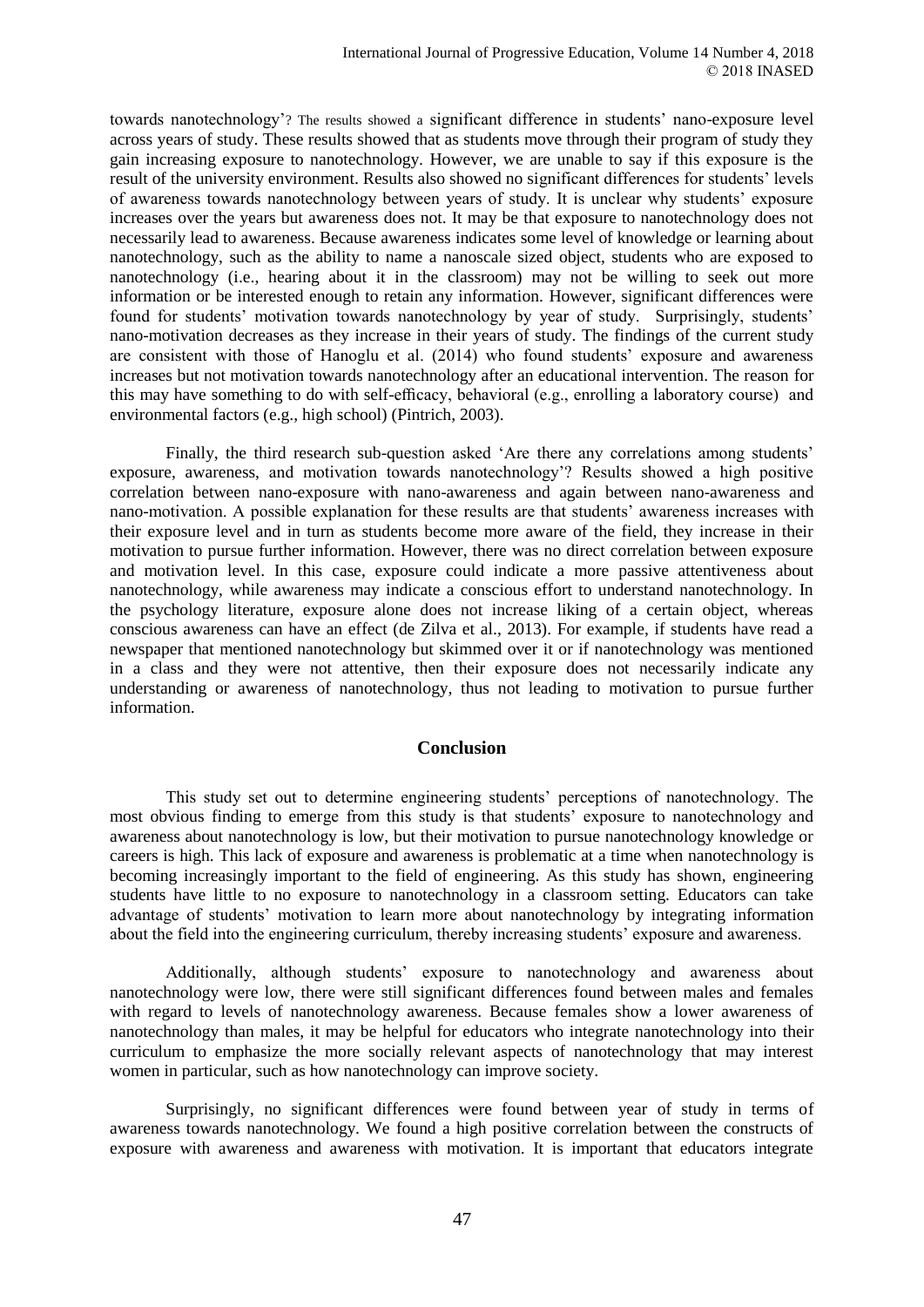towards nanotechnology'? The results showed a significant difference in students' nano-exposure level across years of study. These results showed that as students move through their program of study they gain increasing exposure to nanotechnology. However, we are unable to say if this exposure is the result of the university environment. Results also showed no significant differences for students' levels of awareness towards nanotechnology between years of study. It is unclear why students' exposure increases over the years but awareness does not. It may be that exposure to nanotechnology does not necessarily lead to awareness. Because awareness indicates some level of knowledge or learning about nanotechnology, such as the ability to name a nanoscale sized object, students who are exposed to nanotechnology (i.e., hearing about it in the classroom) may not be willing to seek out more information or be interested enough to retain any information. However, significant differences were found for students' motivation towards nanotechnology by year of study. Surprisingly, students' nano-motivation decreases as they increase in their years of study. The findings of the current study are consistent with those of Hanoglu et al. (2014) who found students' exposure and awareness increases but not motivation towards nanotechnology after an educational intervention. The reason for this may have something to do with self-efficacy, behavioral (e.g., enrolling a laboratory course) and environmental factors (e.g., high school) (Pintrich, 2003).

Finally, the third research sub-question asked 'Are there any correlations among students' exposure, awareness, and motivation towards nanotechnology'? Results showed a high positive correlation between nano-exposure with nano-awareness and again between nano-awareness and nano-motivation. A possible explanation for these results are that students' awareness increases with their exposure level and in turn as students become more aware of the field, they increase in their motivation to pursue further information. However, there was no direct correlation between exposure and motivation level. In this case, exposure could indicate a more passive attentiveness about nanotechnology, while awareness may indicate a conscious effort to understand nanotechnology. In the psychology literature, exposure alone does not increase liking of a certain object, whereas conscious awareness can have an effect (de Zilva et al., 2013). For example, if students have read a newspaper that mentioned nanotechnology but skimmed over it or if nanotechnology was mentioned in a class and they were not attentive, then their exposure does not necessarily indicate any understanding or awareness of nanotechnology, thus not leading to motivation to pursue further information.

## Conclusion

This study set out to determine engineering students' perceptions of nanotechnology. The most obvious finding to emerge from this study is that students' exposure to nanotechnology and awareness about nanotechnology is low, but their motivation to pursue nanotechnology knowledge or careers is high. This lack of exposure and awareness is problematic at a time when nanotechnology is becoming increasingly important to the field of engineering. As this study has shown, engineering students have little to no exposure to nanotechnology in a classroom setting. Educators can take advantage of students' motivation to learn more about nanotechnology by integrating information about the field into the engineering curriculum, thereby increasing students' exposure and awareness.

Additionally, although students' exposure to nanotechnology and awareness about nanotechnology were low, there were still significant differences found between males and females with regard to levels of nanotechnology awareness. Because females show a lower awareness of nanotechnology than males, it may be helpful for educators who integrate nanotechnology into their curriculum to emphasize the more socially relevant aspects of nanotechnology that may interest women in particular, such as how nanotechnology can improve society.

Surprisingly, no significant differences were found between year of study in terms of awareness towards nanotechnology. We found a high positive correlation between the constructs of exposure with awareness and awareness with motivation. It is important that educators integrate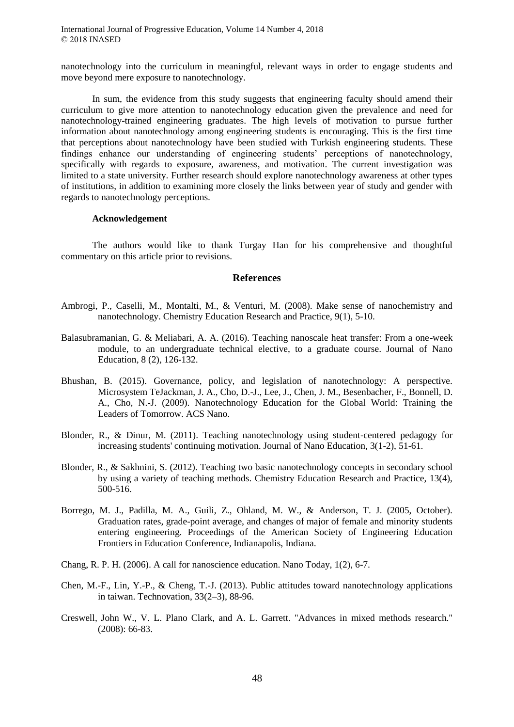nanotechnology into the curriculum in meaningful, relevant ways in order to engage students and move beyond mere exposure to nanotechnology.

In sum, the evidence from this study suggests that engineering faculty should amend their curriculum to give more attention to nanotechnology education given the prevalence and need for nanotechnology-trained engineering graduates. The high levels of motivation to pursue further information about nanotechnology among engineering students is encouraging. This is the first time that perceptions about nanotechnology have been studied with Turkish engineering students. These findings enhance our understanding of engineering students' perceptions of nanotechnology, specifically with regards to exposure, awareness, and motivation. The current investigation was limited to a state university. Further research should explore nanotechnology awareness at other types of institutions, in addition to examining more closely the links between year of study and gender with regards to nanotechnology perceptions.

**Acknowledgement**

The authors would like to thank Turgay Han for his comprehensive and thoughtful commentary on this article prior to revisions.

## References

Ambrogi, P., Caselli, M., Montalti, M., & Venturi, M. (2008). Make sense of nanochemistry and nanotechnology. Chemistry Education Research and Practice, 9(1), 5-10.

Balasubramanian, G. & Meliabari, A. A. (2016). Teaching nanoscale heat transfer: From a one-week module, to an undergraduate technical elective, to a graduate course. Journal of Nano Education, 8 (2), 126-132.

Bhushan, B. (2015). Governance, policy, and legislation of nanotechnology: A perspective. Microsystem TeJackman, J. A., Cho, D.-J., Lee, J., Chen, J. M., Besenbacher, F., Bonnell, D. A., Cho, N.-J. (2009). Nanotechnology Education for the Global World: Training the Leaders of Tomorrow. ACS Nano.

Blonder, R., & Dinur, M. (2011). Teaching nanotechnology using student-centered pedagogy for increasing students' continuing motivation. Journal of Nano Education, 3(1-2), 51-61.

Blonder, R., & Sakhnini, S. (2012). Teaching two basic nanotechnology concepts in secondary school by using a variety of teaching methods. Chemistry Education Research and Practice, 13(4), 500-516.

Borrego, M. J., Padilla, M. A., Guili, Z., Ohland, M. W., & Anderson, T. J. (2005, October). Graduation rates, grade-point average, and changes of major of female and minority students entering engineering. Proceedings of the American Society of Engineering Education Frontiers in Education Conference, Indianapolis, Indiana.

Chang, R. P. H. (2006). A call for nanoscience education. Nano Today, 1(2), 6-7.

Chen, M.-F., Lin, Y.-P., & Cheng, T.-J. (2013). Public attitudes toward nanotechnology applications in taiwan. Technovation, 33(2–3), 88-96.

Creswell, John W., V. L. Plano Clark, and A. L. Garrett. "Advances in mixed methods research." (2008): 66-83.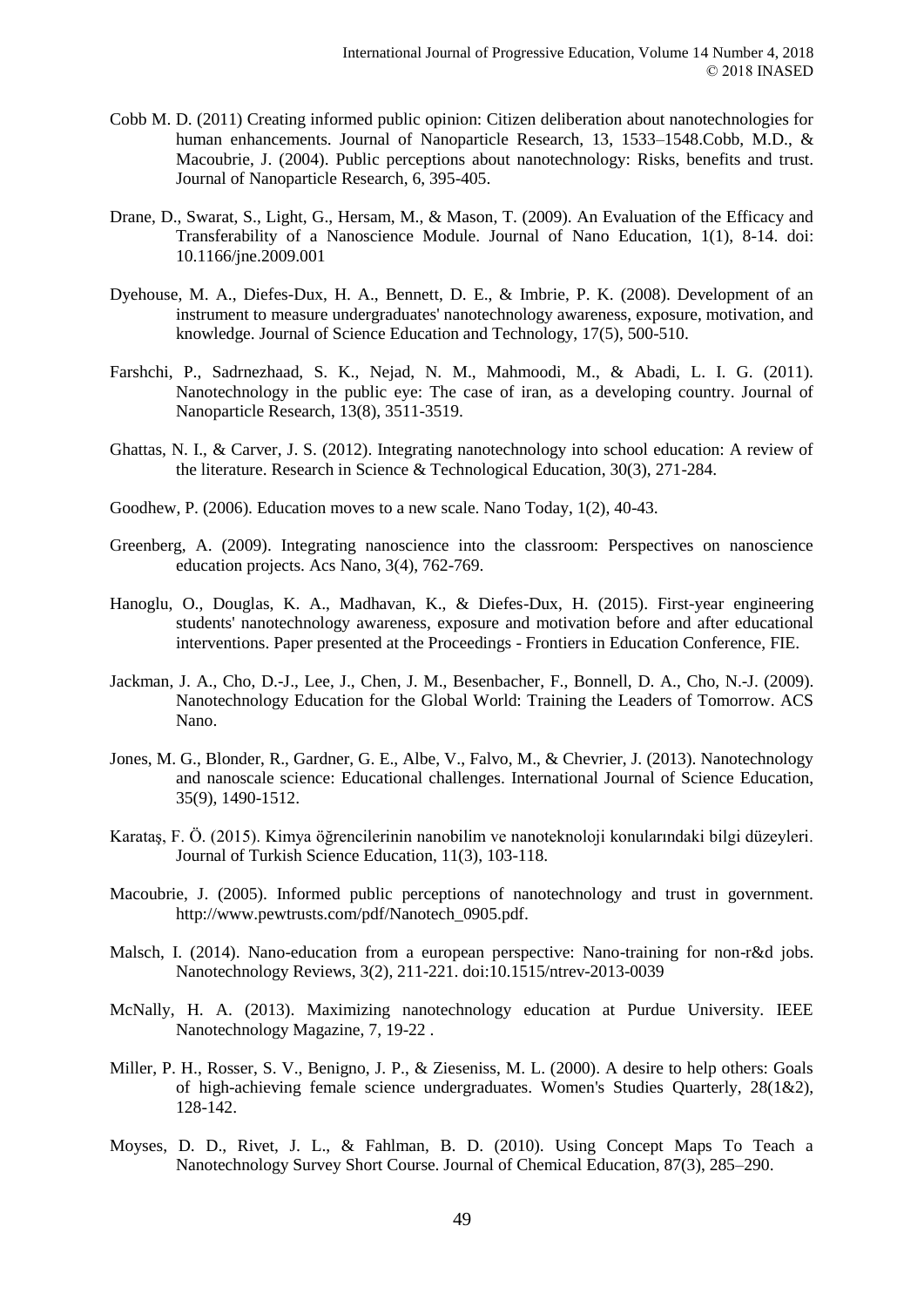Cobb M. D. (2011) Creating informed public opinion: Citizen deliberation about nanotechnologies for human enhancements. Journal of Nanoparticle Research, 13, 1533–1548.Cobb, M.D., & Macoubrie, J. (2004). Public perceptions about nanotechnology: Risks, benefits and trust. Journal of Nanoparticle Research, 6, 395-405.

Drane, D., Swarat, S., Light, G., Hersam, M., & Mason, T. (2009). An Evaluation of the Efficacy and Transferability of a Nanoscience Module. Journal of Nano Education, 1(1), 8-14. doi: 10.1166/jne.2009.001

Dyehouse, M. A., Diefes-Dux, H. A., Bennett, D. E., & Imbrie, P. K. (2008). Development of an instrument to measure undergraduates' nanotechnology awareness, exposure, motivation, and knowledge. Journal of Science Education and Technology, 17(5), 500-510.

Farshchi, P., Sadrnezhaad, S. K., Nejad, N. M., Mahmoodi, M., & Abadi, L. I. G. (2011). Nanotechnology in the public eye: The case of iran, as a developing country. Journal of Nanoparticle Research, 13(8), 3511-3519.

Ghattas, N. I., & Carver, J. S. (2012). Integrating nanotechnology into school education: A review of the literature. Research in Science & Technological Education, 30(3), 271-284.

Goodhew, P. (2006). Education moves to a new scale. Nano Today, 1(2), 40-43.

Greenberg, A. (2009). Integrating nanoscience into the classroom: Perspectives on nanoscience education projects. Acs Nano, 3(4), 762-769.

Hanoglu, O., Douglas, K. A., Madhavan, K., & Diefes-Dux, H. (2015). First-year engineering students' nanotechnology awareness, exposure and motivation before and after educational interventions. Paper presented at the Proceedings - Frontiers in Education Conference, FIE.

Jackman, J. A., Cho, D.-J., Lee, J., Chen, J. M., Besenbacher, F., Bonnell, D. A., Cho, N.-J. (2009). Nanotechnology Education for the Global World: Training the Leaders of Tomorrow. ACS Nano.

Jones, M. G., Blonder, R., Gardner, G. E., Albe, V., Falvo, M., & Chevrier, J. (2013). Nanotechnology and nanoscale science: Educational challenges. International Journal of Science Education, 35(9), 1490-1512.

Karataş, F. Ö. (2015). Kimya öğrencilerinin nanobilim ve nanoteknoloji konularındaki bilgi düzeyleri. Journal of Turkish Science Education, 11(3), 103-118.

Macoubrie, J. (2005). Informed public perceptions of nanotechnology and trust in government. http://www.pewtrusts.com/pdf/Nanotech_0905.pdf.

Malsch, I. (2014). Nano-education from a european perspective: Nano-training for non-r&d jobs. Nanotechnology Reviews, 3(2), 211-221. doi:10.1515/ntrev-2013-0039

McNally, H. A. (2013). Maximizing nanotechnology education at Purdue University. IEEE Nanotechnology Magazine, 7, 19-22 .

Miller, P. H., Rosser, S. V., Benigno, J. P., & Zieseniss, M. L. (2000). A desire to help others: Goals of high-achieving female science undergraduates. Women's Studies Quarterly, 28(1&2), 128-142.

Moyses, D. D., Rivet, J. L., & Fahlman, B. D. (2010). Using Concept Maps To Teach a Nanotechnology Survey Short Course. Journal of Chemical Education, 87(3), 285–290.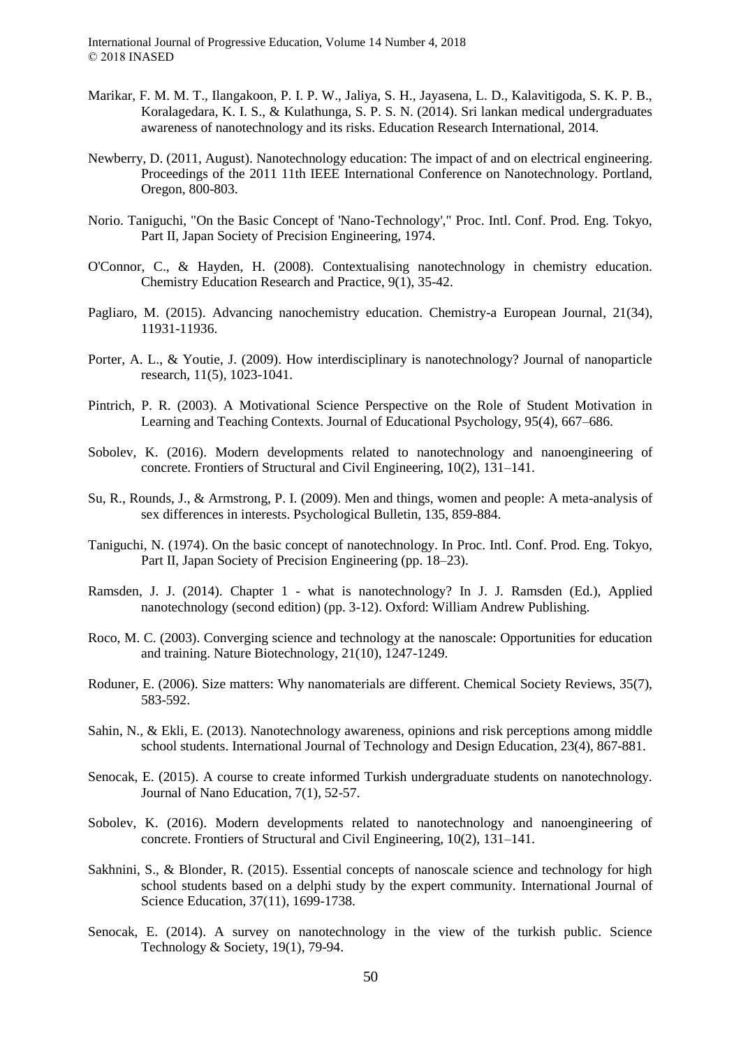Marikar, F. M. M. T., Ilangakoon, P. I. P. W., Jaliya, S. H., Jayasena, L. D., Kalavitigoda, S. K. P. B., Koralagedara, K. I. S., & Kulathunga, S. P. S. N. (2014). Sri lankan medical undergraduates awareness of nanotechnology and its risks. Education Research International, 2014.

Newberry, D. (2011, August). Nanotechnology education: The impact of and on electrical engineering. Proceedings of the 2011 11th IEEE International Conference on Nanotechnology. Portland, Oregon, 800-803.

Norio. Taniguchi, "On the Basic Concept of 'Nano-Technology'," Proc. Intl. Conf. Prod. Eng. Tokyo, Part II, Japan Society of Precision Engineering, 1974.

O'Connor, C., & Hayden, H. (2008). Contextualising nanotechnology in chemistry education. Chemistry Education Research and Practice, 9(1), 35-42.

Pagliaro, M. (2015). Advancing nanochemistry education. Chemistry-a European Journal, 21(34), 11931-11936.

Porter, A. L., & Youtie, J. (2009). How interdisciplinary is nanotechnology? Journal of nanoparticle research, 11(5), 1023-1041.

Pintrich, P. R. (2003). A Motivational Science Perspective on the Role of Student Motivation in Learning and Teaching Contexts. Journal of Educational Psychology, 95(4), 667–686.

Sobolev, K. (2016). Modern developments related to nanotechnology and nanoengineering of concrete. Frontiers of Structural and Civil Engineering, 10(2), 131–141.

Su, R., Rounds, J., & Armstrong, P. I. (2009). Men and things, women and people: A meta-analysis of sex differences in interests. Psychological Bulletin, 135, 859-884.

Taniguchi, N. (1974). On the basic concept of nanotechnology. In Proc. Intl. Conf. Prod. Eng. Tokyo, Part II, Japan Society of Precision Engineering (pp. 18–23).

Ramsden, J. J. (2014). Chapter 1 - what is nanotechnology? In J. J. Ramsden (Ed.), Applied nanotechnology (second edition) (pp. 3-12). Oxford: William Andrew Publishing.

Roco, M. C. (2003). Converging science and technology at the nanoscale: Opportunities for education and training. Nature Biotechnology, 21(10), 1247-1249.

Roduner, E. (2006). Size matters: Why nanomaterials are different. Chemical Society Reviews, 35(7), 583-592.

Sahin, N., & Ekli, E. (2013). Nanotechnology awareness, opinions and risk perceptions among middle school students. International Journal of Technology and Design Education, 23(4), 867-881.

Senocak, E. (2015). A course to create informed Turkish undergraduate students on nanotechnology. Journal of Nano Education, 7(1), 52-57.

Sobolev, K. (2016). Modern developments related to nanotechnology and nanoengineering of concrete. Frontiers of Structural and Civil Engineering, 10(2), 131–141.

Sakhnini, S., & Blonder, R. (2015). Essential concepts of nanoscale science and technology for high school students based on a delphi study by the expert community. International Journal of Science Education, 37(11), 1699-1738.

Senocak, E. (2014). A survey on nanotechnology in the view of the turkish public. Science Technology & Society, 19(1), 79-94.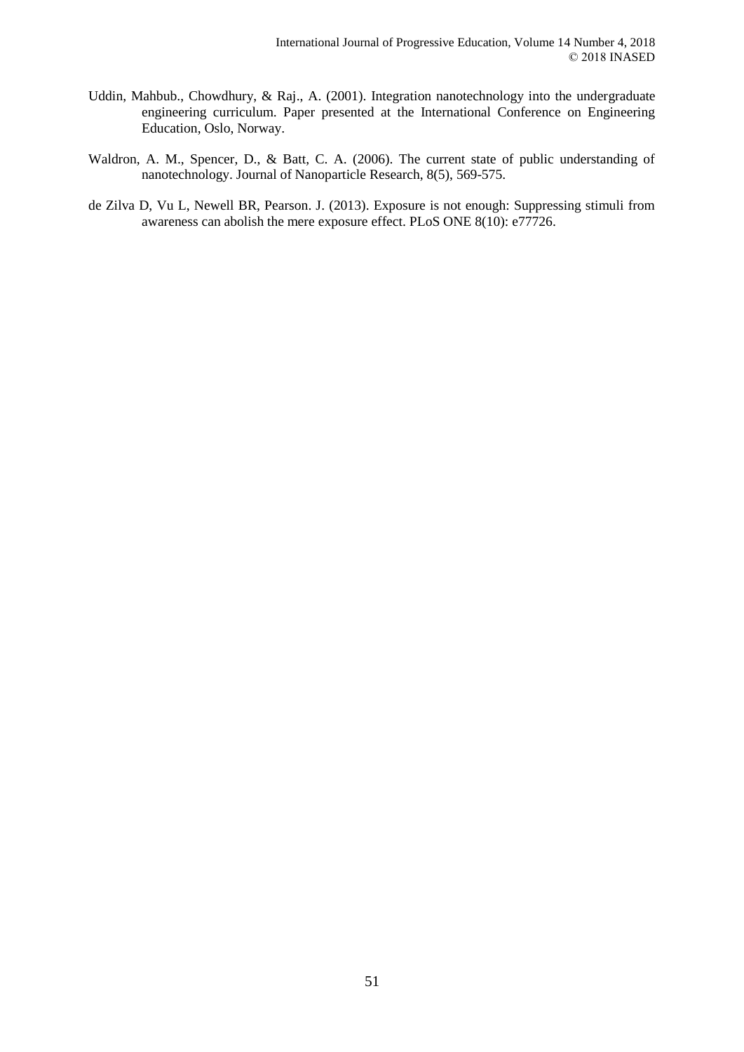Uddin, Mahbub., Chowdhury, & Raj., A. (2001). Integration nanotechnology into the undergraduate engineering curriculum. Paper presented at the International Conference on Engineering Education, Oslo, Norway.

Waldron, A. M., Spencer, D., & Batt, C. A. (2006). The current state of public understanding of nanotechnology. Journal of Nanoparticle Research, 8(5), 569-575.

de Zilva D, Vu L, Newell BR, Pearson. J. (2013). Exposure is not enough: Suppressing stimuli from awareness can abolish the mere exposure effect. PLoS ONE 8(10): e77726.